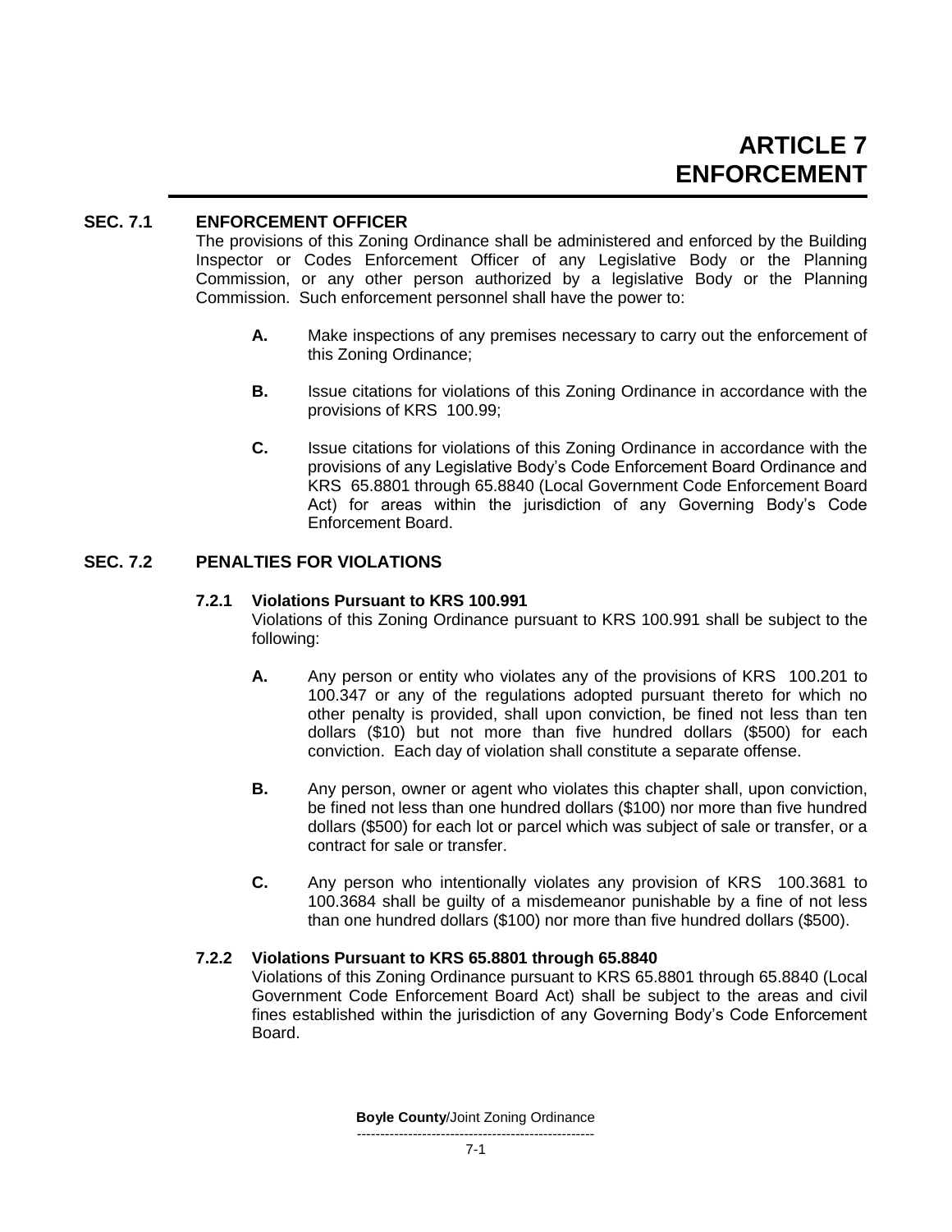# ARTICLE 7
# ENFORCEMENT

## SEC. 7.1 ENFORCEMENT OFFICER

The provisions of this Zoning Ordinance shall be administered and enforced by the Building Inspector or Codes Enforcement Officer of any Legislative Body or the Planning Commission, or any other person authorized by a legislative Body or the Planning Commission. Such enforcement personnel shall have the power to:

**A.** Make inspections of any premises necessary to carry out the enforcement of this Zoning Ordinance;

**B.** Issue citations for violations of this Zoning Ordinance in accordance with the provisions of KRS 100.99;

**C.** Issue citations for violations of this Zoning Ordinance in accordance with the provisions of any Legislative Body's Code Enforcement Board Ordinance and KRS 65.8801 through 65.8840 (Local Government Code Enforcement Board Act) for areas within the jurisdiction of any Governing Body's Code Enforcement Board.

## SEC. 7.2 PENALTIES FOR VIOLATIONS

### 7.2.1 Violations Pursuant to KRS 100.991

Violations of this Zoning Ordinance pursuant to KRS 100.991 shall be subject to the following:

**A.** Any person or entity who violates any of the provisions of KRS 100.201 to 100.347 or any of the regulations adopted pursuant thereto for which no other penalty is provided, shall upon conviction, be fined not less than ten dollars ($10) but not more than five hundred dollars ($500) for each conviction. Each day of violation shall constitute a separate offense.

**B.** Any person, owner or agent who violates this chapter shall, upon conviction, be fined not less than one hundred dollars ($100) nor more than five hundred dollars ($500) for each lot or parcel which was subject of sale or transfer, or a contract for sale or transfer.

**C.** Any person who intentionally violates any provision of KRS 100.3681 to 100.3684 shall be guilty of a misdemeanor punishable by a fine of not less than one hundred dollars ($100) nor more than five hundred dollars ($500).

### 7.2.2 Violations Pursuant to KRS 65.8801 through 65.8840

Violations of this Zoning Ordinance pursuant to KRS 65.8801 through 65.8840 (Local Government Code Enforcement Board Act) shall be subject to the areas and civil fines established within the jurisdiction of any Governing Body's Code Enforcement Board.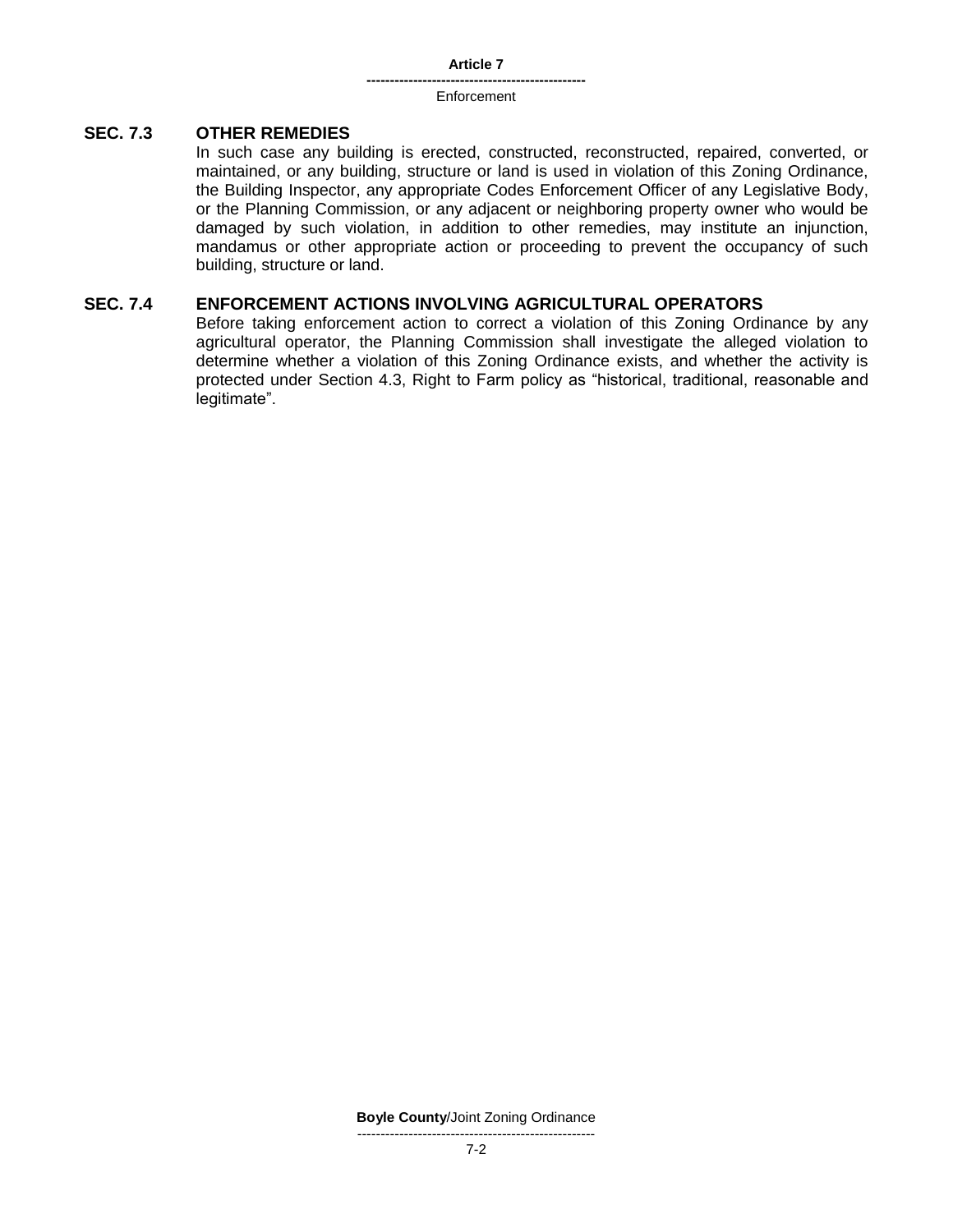## SEC. 7.3 OTHER REMEDIES

In such case any building is erected, constructed, reconstructed, repaired, converted, or maintained, or any building, structure or land is used in violation of this Zoning Ordinance, the Building Inspector, any appropriate Codes Enforcement Officer of any Legislative Body, or the Planning Commission, or any adjacent or neighboring property owner who would be damaged by such violation, in addition to other remedies, may institute an injunction, mandamus or other appropriate action or proceeding to prevent the occupancy of such building, structure or land.

## SEC. 7.4 ENFORCEMENT ACTIONS INVOLVING AGRICULTURAL OPERATORS

Before taking enforcement action to correct a violation of this Zoning Ordinance by any agricultural operator, the Planning Commission shall investigate the alleged violation to determine whether a violation of this Zoning Ordinance exists, and whether the activity is protected under Section 4.3, Right to Farm policy as "historical, traditional, reasonable and legitimate".